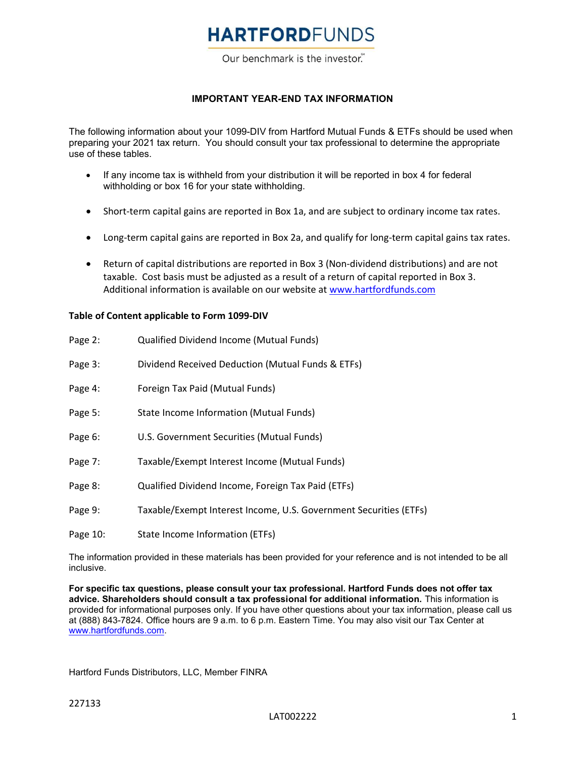# HARTFORDFUNDS

Our benchmark is the investor.℠

## IMPORTANT YEAR-END TAX INFORMATION

The following information about your 1099-DIV from Hartford Mutual Funds & ETFs should be used when preparing your 2021 tax return. You should consult your tax professional to determine the appropriate use of these tables.

- If any income tax is withheld from your distribution it will be reported in box 4 for federal withholding or box 16 for your state withholding.
- Short-term capital gains are reported in Box 1a, and are subject to ordinary income tax rates.
- Long-term capital gains are reported in Box 2a, and qualify for long-term capital gains tax rates.
- Return of capital distributions are reported in Box 3 (Non-dividend distributions) and are not taxable. Cost basis must be adjusted as a result of a return of capital reported in Box 3. Additional information is available on our website at www.hartfordfunds.com

### Table of Content applicable to Form 1099-DIV

| | |
|---|---|
| Page 2: | Qualified Dividend Income (Mutual Funds) |
| Page 3: | Dividend Received Deduction (Mutual Funds & ETFs) |
| Page 4: | Foreign Tax Paid (Mutual Funds) |
| Page 5: | State Income Information (Mutual Funds) |
| Page 6: | U.S. Government Securities (Mutual Funds) |
| Page 7: | Taxable/Exempt Interest Income (Mutual Funds) |
| Page 8: | Qualified Dividend Income, Foreign Tax Paid (ETFs) |
| Page 9: | Taxable/Exempt Interest Income, U.S. Government Securities (ETFs) |
| Page 10: | State Income Information (ETFs) |

The information provided in these materials has been provided for your reference and is not intended to be all inclusive.

**For specific tax questions, please consult your tax professional. Hartford Funds does not offer tax advice. Shareholders should consult a tax professional for additional information.** This information is provided for informational purposes only. If you have other questions about your tax information, please call us at (888) 843-7824. Office hours are 9 a.m. to 6 p.m. Eastern Time. You may also visit our Tax Center at www.hartfordfunds.com.

Hartford Funds Distributors, LLC, Member FINRA

227133

LAT002222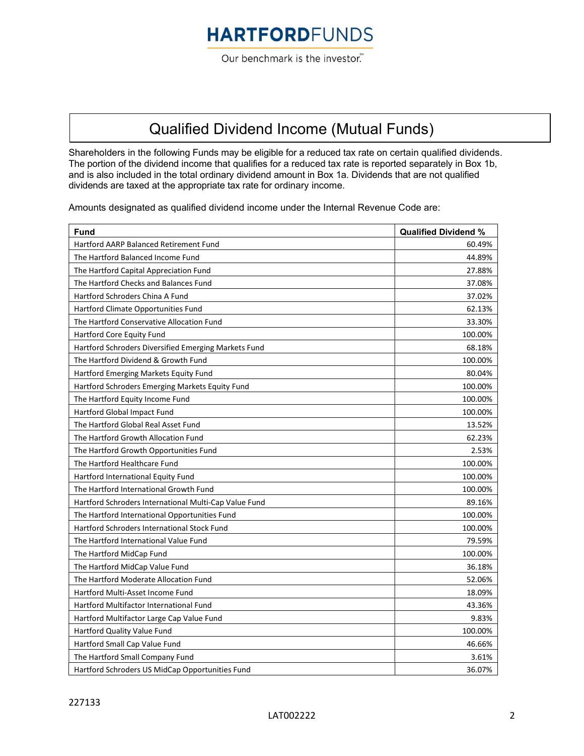# HARTFORDFUNDS

Our benchmark is the investor.℠

## Qualified Dividend Income (Mutual Funds)

Shareholders in the following Funds may be eligible for a reduced tax rate on certain qualified dividends. The portion of the dividend income that qualifies for a reduced tax rate is reported separately in Box 1b, and is also included in the total ordinary dividend amount in Box 1a. Dividends that are not qualified dividends are taxed at the appropriate tax rate for ordinary income.

Amounts designated as qualified dividend income under the Internal Revenue Code are:

| Fund | Qualified Dividend % |
|---|---|
| Hartford AARP Balanced Retirement Fund | 60.49% |
| The Hartford Balanced Income Fund | 44.89% |
| The Hartford Capital Appreciation Fund | 27.88% |
| The Hartford Checks and Balances Fund | 37.08% |
| Hartford Schroders China A Fund | 37.02% |
| Hartford Climate Opportunities Fund | 62.13% |
| The Hartford Conservative Allocation Fund | 33.30% |
| Hartford Core Equity Fund | 100.00% |
| Hartford Schroders Diversified Emerging Markets Fund | 68.18% |
| The Hartford Dividend & Growth Fund | 100.00% |
| Hartford Emerging Markets Equity Fund | 80.04% |
| Hartford Schroders Emerging Markets Equity Fund | 100.00% |
| The Hartford Equity Income Fund | 100.00% |
| Hartford Global Impact Fund | 100.00% |
| The Hartford Global Real Asset Fund | 13.52% |
| The Hartford Growth Allocation Fund | 62.23% |
| The Hartford Growth Opportunities Fund | 2.53% |
| The Hartford Healthcare Fund | 100.00% |
| Hartford International Equity Fund | 100.00% |
| The Hartford International Growth Fund | 100.00% |
| Hartford Schroders International Multi-Cap Value Fund | 89.16% |
| The Hartford International Opportunities Fund | 100.00% |
| Hartford Schroders International Stock Fund | 100.00% |
| The Hartford International Value Fund | 79.59% |
| The Hartford MidCap Fund | 100.00% |
| The Hartford MidCap Value Fund | 36.18% |
| The Hartford Moderate Allocation Fund | 52.06% |
| Hartford Multi-Asset Income Fund | 18.09% |
| Hartford Multifactor International Fund | 43.36% |
| Hartford Multifactor Large Cap Value Fund | 9.83% |
| Hartford Quality Value Fund | 100.00% |
| Hartford Small Cap Value Fund | 46.66% |
| The Hartford Small Company Fund | 3.61% |
| Hartford Schroders US MidCap Opportunities Fund | 36.07% |

227133

LAT002222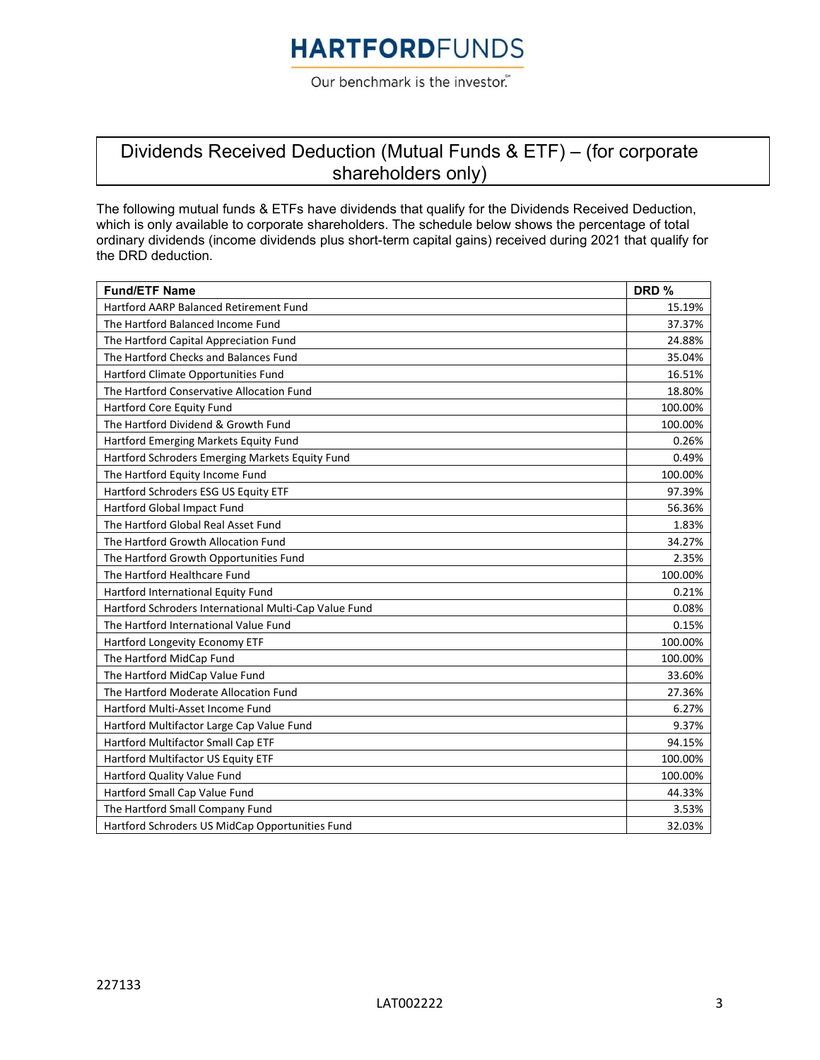# Dividends Received Deduction (Mutual Funds & ETF) – (for corporate shareholders only)

The following mutual funds & ETFs have dividends that qualify for the Dividends Received Deduction, which is only available to corporate shareholders. The schedule below shows the percentage of total ordinary dividends (income dividends plus short-term capital gains) received during 2021 that qualify for the DRD deduction.

| Fund/ETF Name | DRD % |
|---|---|
| Hartford AARP Balanced Retirement Fund | 15.19% |
| The Hartford Balanced Income Fund | 37.37% |
| The Hartford Capital Appreciation Fund | 24.88% |
| The Hartford Checks and Balances Fund | 35.04% |
| Hartford Climate Opportunities Fund | 16.51% |
| The Hartford Conservative Allocation Fund | 18.80% |
| Hartford Core Equity Fund | 100.00% |
| The Hartford Dividend & Growth Fund | 100.00% |
| Hartford Emerging Markets Equity Fund | 0.26% |
| Hartford Schroders Emerging Markets Equity Fund | 0.49% |
| The Hartford Equity Income Fund | 100.00% |
| Hartford Schroders ESG US Equity ETF | 97.39% |
| Hartford Global Impact Fund | 56.36% |
| The Hartford Global Real Asset Fund | 1.83% |
| The Hartford Growth Allocation Fund | 34.27% |
| The Hartford Growth Opportunities Fund | 2.35% |
| The Hartford Healthcare Fund | 100.00% |
| Hartford International Equity Fund | 0.21% |
| Hartford Schroders International Multi-Cap Value Fund | 0.08% |
| The Hartford International Value Fund | 0.15% |
| Hartford Longevity Economy ETF | 100.00% |
| The Hartford MidCap Fund | 100.00% |
| The Hartford MidCap Value Fund | 33.60% |
| The Hartford Moderate Allocation Fund | 27.36% |
| Hartford Multi-Asset Income Fund | 6.27% |
| Hartford Multifactor Large Cap Value Fund | 9.37% |
| Hartford Multifactor Small Cap ETF | 94.15% |
| Hartford Multifactor US Equity ETF | 100.00% |
| Hartford Quality Value Fund | 100.00% |
| Hartford Small Cap Value Fund | 44.33% |
| The Hartford Small Company Fund | 3.53% |
| Hartford Schroders US MidCap Opportunities Fund | 32.03% |

227133

LAT002222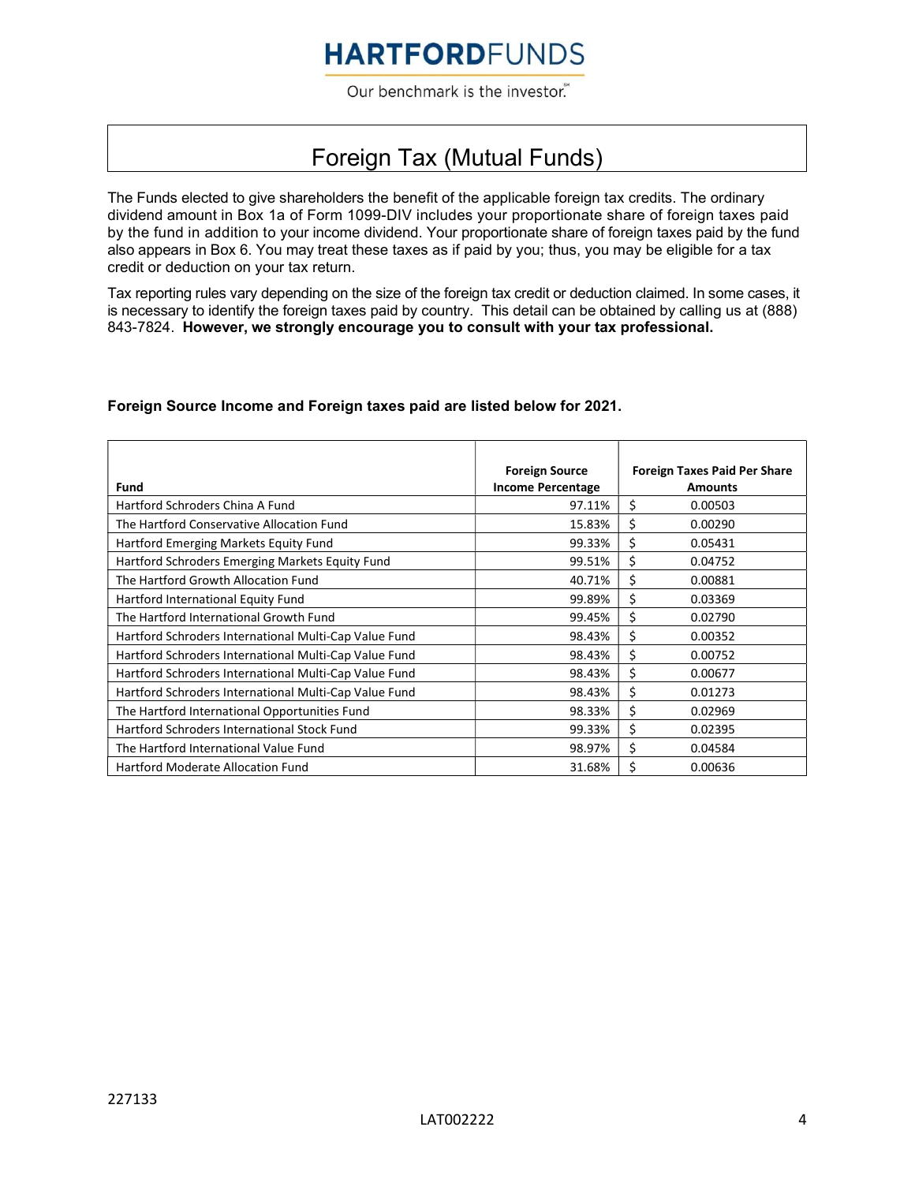# HARTFORDFUNDS

Our benchmark is the investor.

## Foreign Tax (Mutual Funds)

The Funds elected to give shareholders the benefit of the applicable foreign tax credits. The ordinary dividend amount in Box 1a of Form 1099-DIV includes your proportionate share of foreign taxes paid by the fund in addition to your income dividend. Your proportionate share of foreign taxes paid by the fund also appears in Box 6. You may treat these taxes as if paid by you; thus, you may be eligible for a tax credit or deduction on your tax return.

Tax reporting rules vary depending on the size of the foreign tax credit or deduction claimed. In some cases, it is necessary to identify the foreign taxes paid by country. This detail can be obtained by calling us at (888) 843-7824. **However, we strongly encourage you to consult with your tax professional.**

**Foreign Source Income and Foreign taxes paid are listed below for 2021.**

| Fund | Foreign Source Income Percentage | Foreign Taxes Paid Per Share Amounts |
|---|---|---|
| Hartford Schroders China A Fund | 97.11% | $ 0.00503 |
| The Hartford Conservative Allocation Fund | 15.83% | $ 0.00290 |
| Hartford Emerging Markets Equity Fund | 99.33% | $ 0.05431 |
| Hartford Schroders Emerging Markets Equity Fund | 99.51% | $ 0.04752 |
| The Hartford Growth Allocation Fund | 40.71% | $ 0.00881 |
| Hartford International Equity Fund | 99.89% | $ 0.03369 |
| The Hartford International Growth Fund | 99.45% | $ 0.02790 |
| Hartford Schroders International Multi-Cap Value Fund | 98.43% | $ 0.00352 |
| Hartford Schroders International Multi-Cap Value Fund | 98.43% | $ 0.00752 |
| Hartford Schroders International Multi-Cap Value Fund | 98.43% | $ 0.00677 |
| Hartford Schroders International Multi-Cap Value Fund | 98.43% | $ 0.01273 |
| The Hartford International Opportunities Fund | 98.33% | $ 0.02969 |
| Hartford Schroders International Stock Fund | 99.33% | $ 0.02395 |
| The Hartford International Value Fund | 98.97% | $ 0.04584 |
| Hartford Moderate Allocation Fund | 31.68% | $ 0.00636 |

227133

LAT002222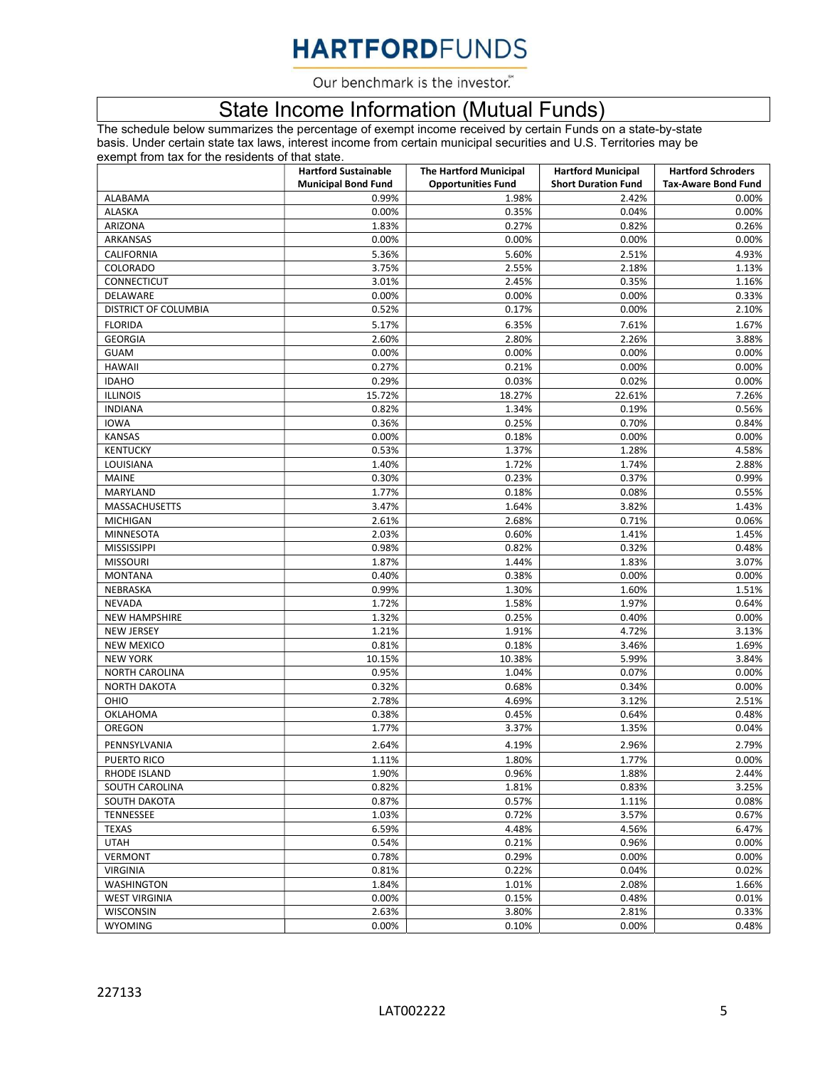# HARTFORDFUNDS

Our benchmark is the investor.℠

## State Income Information (Mutual Funds)

The schedule below summarizes the percentage of exempt income received by certain Funds on a state-by-state basis. Under certain state tax laws, interest income from certain municipal securities and U.S. Territories may be exempt from tax for the residents of that state.

| | Hartford Sustainable Municipal Bond Fund | The Hartford Municipal Opportunities Fund | Hartford Municipal Short Duration Fund | Hartford Schroders Tax-Aware Bond Fund |
|---|---|---|---|---|
| ALABAMA | 0.99% | 1.98% | 2.42% | 0.00% |
| ALASKA | 0.00% | 0.35% | 0.04% | 0.00% |
| ARIZONA | 1.83% | 0.27% | 0.82% | 0.26% |
| ARKANSAS | 0.00% | 0.00% | 0.00% | 0.00% |
| CALIFORNIA | 5.36% | 5.60% | 2.51% | 4.93% |
| COLORADO | 3.75% | 2.55% | 2.18% | 1.13% |
| CONNECTICUT | 3.01% | 2.45% | 0.35% | 1.16% |
| DELAWARE | 0.00% | 0.00% | 0.00% | 0.33% |
| DISTRICT OF COLUMBIA | 0.52% | 0.17% | 0.00% | 2.10% |
| FLORIDA | 5.17% | 6.35% | 7.61% | 1.67% |
| GEORGIA | 2.60% | 2.80% | 2.26% | 3.88% |
| GUAM | 0.00% | 0.00% | 0.00% | 0.00% |
| HAWAII | 0.27% | 0.21% | 0.00% | 0.00% |
| IDAHO | 0.29% | 0.03% | 0.02% | 0.00% |
| ILLINOIS | 15.72% | 18.27% | 22.61% | 7.26% |
| INDIANA | 0.82% | 1.34% | 0.19% | 0.56% |
| IOWA | 0.36% | 0.25% | 0.70% | 0.84% |
| KANSAS | 0.00% | 0.18% | 0.00% | 0.00% |
| KENTUCKY | 0.53% | 1.37% | 1.28% | 4.58% |
| LOUISIANA | 1.40% | 1.72% | 1.74% | 2.88% |
| MAINE | 0.30% | 0.23% | 0.37% | 0.99% |
| MARYLAND | 1.77% | 0.18% | 0.08% | 0.55% |
| MASSACHUSETTS | 3.47% | 1.64% | 3.82% | 1.43% |
| MICHIGAN | 2.61% | 2.68% | 0.71% | 0.06% |
| MINNESOTA | 2.03% | 0.60% | 1.41% | 1.45% |
| MISSISSIPPI | 0.98% | 0.82% | 0.32% | 0.48% |
| MISSOURI | 1.87% | 1.44% | 1.83% | 3.07% |
| MONTANA | 0.40% | 0.38% | 0.00% | 0.00% |
| NEBRASKA | 0.99% | 1.30% | 1.60% | 1.51% |
| NEVADA | 1.72% | 1.58% | 1.97% | 0.64% |
| NEW HAMPSHIRE | 1.32% | 0.25% | 0.40% | 0.00% |
| NEW JERSEY | 1.21% | 1.91% | 4.72% | 3.13% |
| NEW MEXICO | 0.81% | 0.18% | 3.46% | 1.69% |
| NEW YORK | 10.15% | 10.38% | 5.99% | 3.84% |
| NORTH CAROLINA | 0.95% | 1.04% | 0.07% | 0.00% |
| NORTH DAKOTA | 0.32% | 0.68% | 0.34% | 0.00% |
| OHIO | 2.78% | 4.69% | 3.12% | 2.51% |
| OKLAHOMA | 0.38% | 0.45% | 0.64% | 0.48% |
| OREGON | 1.77% | 3.37% | 1.35% | 0.04% |
| PENNSYLVANIA | 2.64% | 4.19% | 2.96% | 2.79% |
| PUERTO RICO | 1.11% | 1.80% | 1.77% | 0.00% |
| RHODE ISLAND | 1.90% | 0.96% | 1.88% | 2.44% |
| SOUTH CAROLINA | 0.82% | 1.81% | 0.83% | 3.25% |
| SOUTH DAKOTA | 0.87% | 0.57% | 1.11% | 0.08% |
| TENNESSEE | 1.03% | 0.72% | 3.57% | 0.67% |
| TEXAS | 6.59% | 4.48% | 4.56% | 6.47% |
| UTAH | 0.54% | 0.21% | 0.96% | 0.00% |
| VERMONT | 0.78% | 0.29% | 0.00% | 0.00% |
| VIRGINIA | 0.81% | 0.22% | 0.04% | 0.02% |
| WASHINGTON | 1.84% | 1.01% | 2.08% | 1.66% |
| WEST VIRGINIA | 0.00% | 0.15% | 0.48% | 0.01% |
| WISCONSIN | 2.63% | 3.80% | 2.81% | 0.33% |
| WYOMING | 0.00% | 0.10% | 0.00% | 0.48% |

227133

LAT002222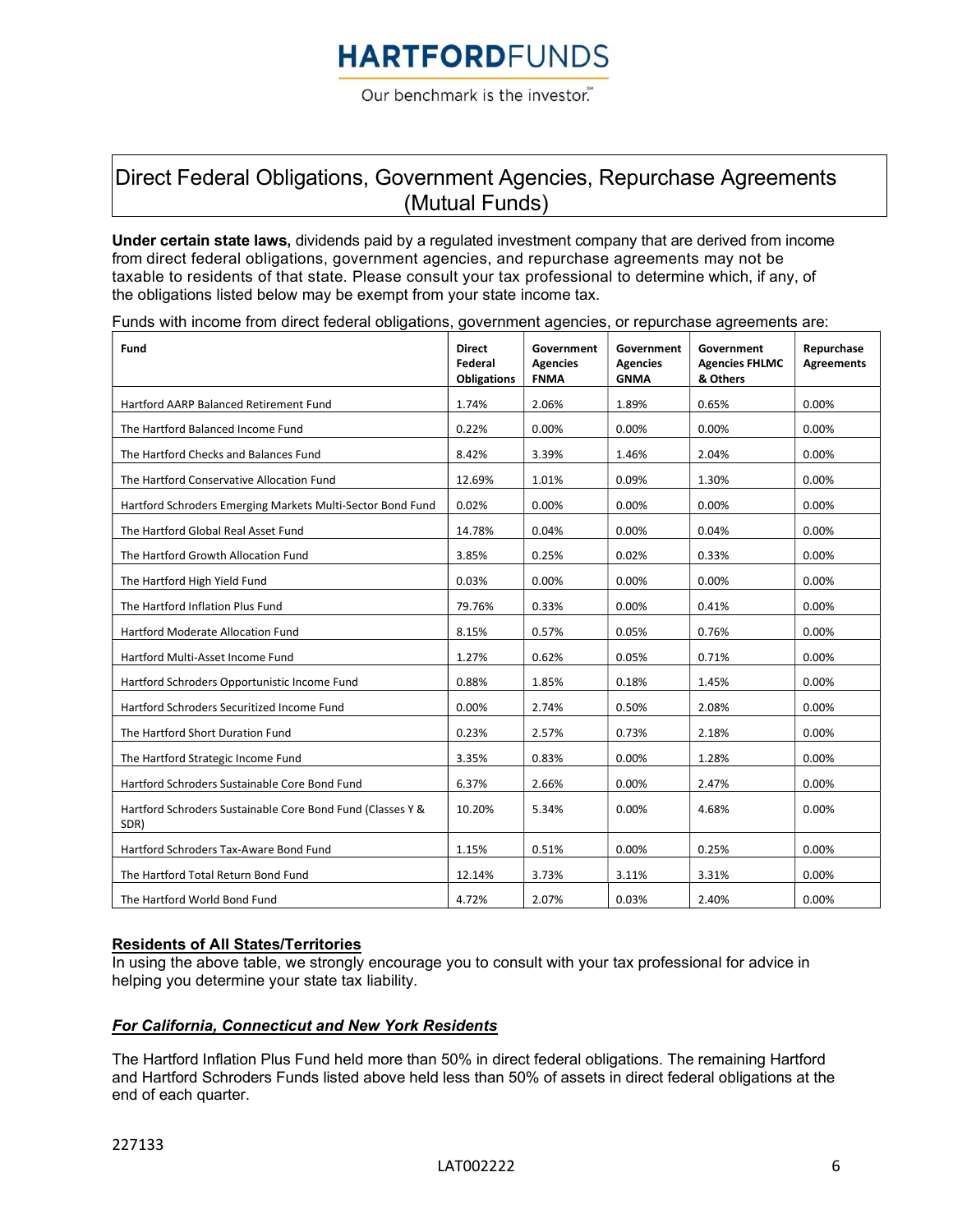# HARTFORDFUNDS

Our benchmark is the investor.℠

## Direct Federal Obligations, Government Agencies, Repurchase Agreements (Mutual Funds)

**Under certain state laws,** dividends paid by a regulated investment company that are derived from income from direct federal obligations, government agencies, and repurchase agreements may not be taxable to residents of that state. Please consult your tax professional to determine which, if any, of the obligations listed below may be exempt from your state income tax.

Funds with income from direct federal obligations, government agencies, or repurchase agreements are:

| Fund | Direct Federal Obligations | Government Agencies FNMA | Government Agencies GNMA | Government Agencies FHLMC & Others | Repurchase Agreements |
|---|---|---|---|---|---|
| Hartford AARP Balanced Retirement Fund | 1.74% | 2.06% | 1.89% | 0.65% | 0.00% |
| The Hartford Balanced Income Fund | 0.22% | 0.00% | 0.00% | 0.00% | 0.00% |
| The Hartford Checks and Balances Fund | 8.42% | 3.39% | 1.46% | 2.04% | 0.00% |
| The Hartford Conservative Allocation Fund | 12.69% | 1.01% | 0.09% | 1.30% | 0.00% |
| Hartford Schroders Emerging Markets Multi-Sector Bond Fund | 0.02% | 0.00% | 0.00% | 0.00% | 0.00% |
| The Hartford Global Real Asset Fund | 14.78% | 0.04% | 0.00% | 0.04% | 0.00% |
| The Hartford Growth Allocation Fund | 3.85% | 0.25% | 0.02% | 0.33% | 0.00% |
| The Hartford High Yield Fund | 0.03% | 0.00% | 0.00% | 0.00% | 0.00% |
| The Hartford Inflation Plus Fund | 79.76% | 0.33% | 0.00% | 0.41% | 0.00% |
| Hartford Moderate Allocation Fund | 8.15% | 0.57% | 0.05% | 0.76% | 0.00% |
| Hartford Multi-Asset Income Fund | 1.27% | 0.62% | 0.05% | 0.71% | 0.00% |
| Hartford Schroders Opportunistic Income Fund | 0.88% | 1.85% | 0.18% | 1.45% | 0.00% |
| Hartford Schroders Securitized Income Fund | 0.00% | 2.74% | 0.50% | 2.08% | 0.00% |
| The Hartford Short Duration Fund | 0.23% | 2.57% | 0.73% | 2.18% | 0.00% |
| The Hartford Strategic Income Fund | 3.35% | 0.83% | 0.00% | 1.28% | 0.00% |
| Hartford Schroders Sustainable Core Bond Fund | 6.37% | 2.66% | 0.00% | 2.47% | 0.00% |
| Hartford Schroders Sustainable Core Bond Fund (Classes Y & SDR) | 10.20% | 5.34% | 0.00% | 4.68% | 0.00% |
| Hartford Schroders Tax-Aware Bond Fund | 1.15% | 0.51% | 0.00% | 0.25% | 0.00% |
| The Hartford Total Return Bond Fund | 12.14% | 3.73% | 3.11% | 3.31% | 0.00% |
| The Hartford World Bond Fund | 4.72% | 2.07% | 0.03% | 2.40% | 0.00% |

### Residents of All States/Territories

In using the above table, we strongly encourage you to consult with your tax professional for advice in helping you determine your state tax liability.

### *For California, Connecticut and New York Residents*

The Hartford Inflation Plus Fund held more than 50% in direct federal obligations. The remaining Hartford and Hartford Schroders Funds listed above held less than 50% of assets in direct federal obligations at the end of each quarter.

227133

LAT002222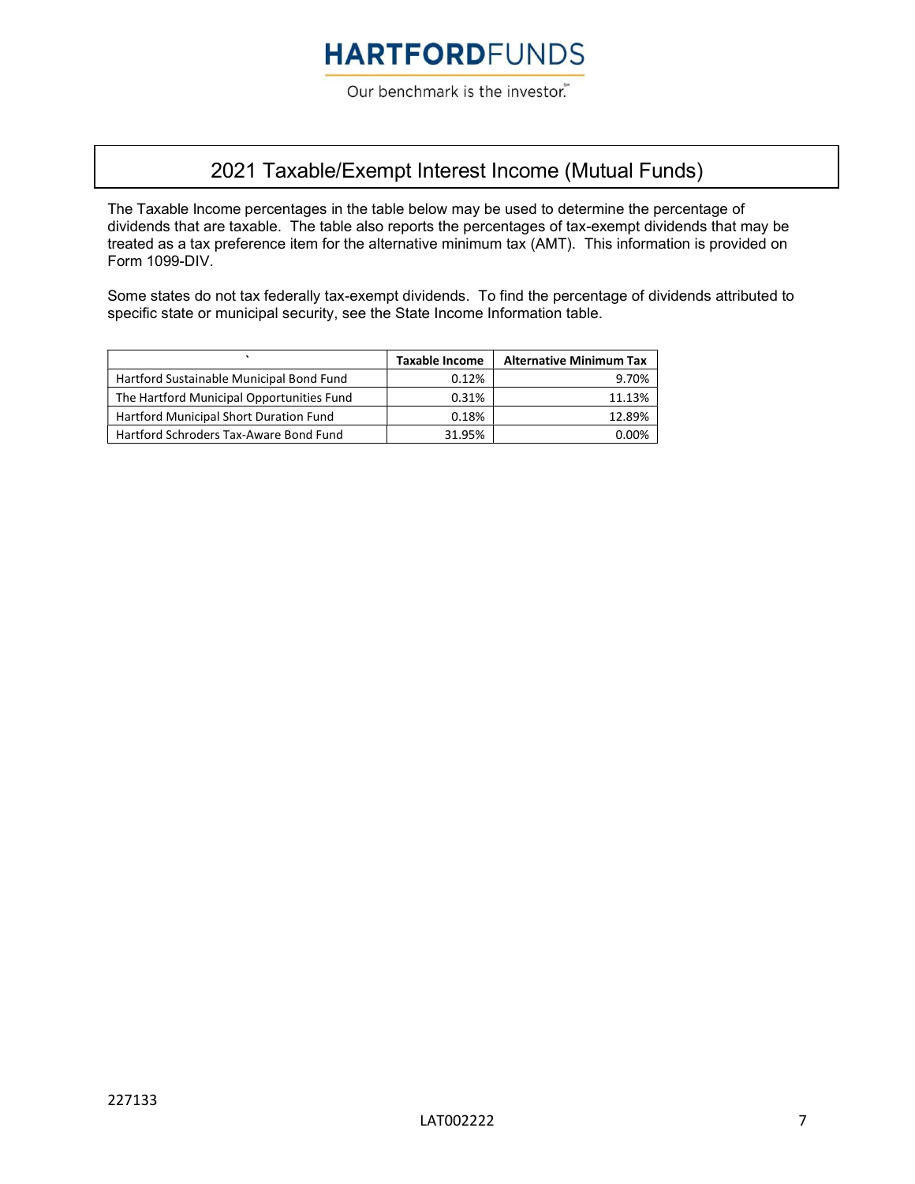# 2021 Taxable/Exempt Interest Income (Mutual Funds)

The Taxable Income percentages in the table below may be used to determine the percentage of dividends that are taxable. The table also reports the percentages of tax-exempt dividends that may be treated as a tax preference item for the alternative minimum tax (AMT). This information is provided on Form 1099-DIV.

Some states do not tax federally tax-exempt dividends. To find the percentage of dividends attributed to specific state or municipal security, see the State Income Information table.

| ` | Taxable Income | Alternative Minimum Tax |
|---|---|---|
| Hartford Sustainable Municipal Bond Fund | 0.12% | 9.70% |
| The Hartford Municipal Opportunities Fund | 0.31% | 11.13% |
| Hartford Municipal Short Duration Fund | 0.18% | 12.89% |
| Hartford Schroders Tax-Aware Bond Fund | 31.95% | 0.00% |

227133

LAT002222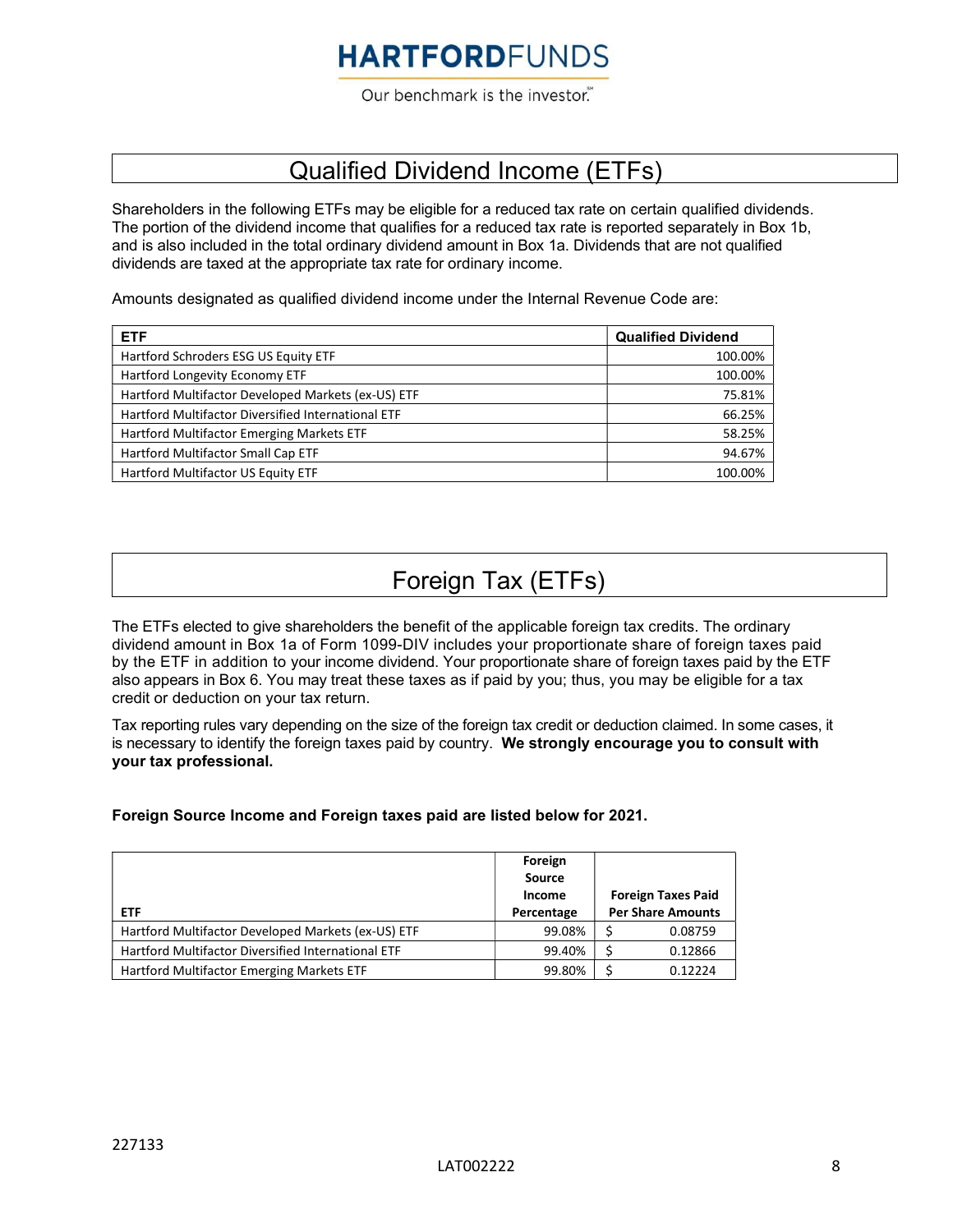# HARTFORDFUNDS

Our benchmark is the investor.℠

## Qualified Dividend Income (ETFs)

Shareholders in the following ETFs may be eligible for a reduced tax rate on certain qualified dividends. The portion of the dividend income that qualifies for a reduced tax rate is reported separately in Box 1b, and is also included in the total ordinary dividend amount in Box 1a. Dividends that are not qualified dividends are taxed at the appropriate tax rate for ordinary income.

Amounts designated as qualified dividend income under the Internal Revenue Code are:

| ETF | Qualified Dividend |
|---|---|
| Hartford Schroders ESG US Equity ETF | 100.00% |
| Hartford Longevity Economy ETF | 100.00% |
| Hartford Multifactor Developed Markets (ex-US) ETF | 75.81% |
| Hartford Multifactor Diversified International ETF | 66.25% |
| Hartford Multifactor Emerging Markets ETF | 58.25% |
| Hartford Multifactor Small Cap ETF | 94.67% |
| Hartford Multifactor US Equity ETF | 100.00% |

## Foreign Tax (ETFs)

The ETFs elected to give shareholders the benefit of the applicable foreign tax credits. The ordinary dividend amount in Box 1a of Form 1099-DIV includes your proportionate share of foreign taxes paid by the ETF in addition to your income dividend. Your proportionate share of foreign taxes paid by the ETF also appears in Box 6. You may treat these taxes as if paid by you; thus, you may be eligible for a tax credit or deduction on your tax return.

Tax reporting rules vary depending on the size of the foreign tax credit or deduction claimed. In some cases, it is necessary to identify the foreign taxes paid by country. **We strongly encourage you to consult with your tax professional.**

**Foreign Source Income and Foreign taxes paid are listed below for 2021.**

| ETF | Foreign Source Income Percentage | Foreign Taxes Paid Per Share Amounts |
|---|---|---|
| Hartford Multifactor Developed Markets (ex-US) ETF | 99.08% | $ 0.08759 |
| Hartford Multifactor Diversified International ETF | 99.40% | $ 0.12866 |
| Hartford Multifactor Emerging Markets ETF | 99.80% | $ 0.12224 |

227133

LAT002222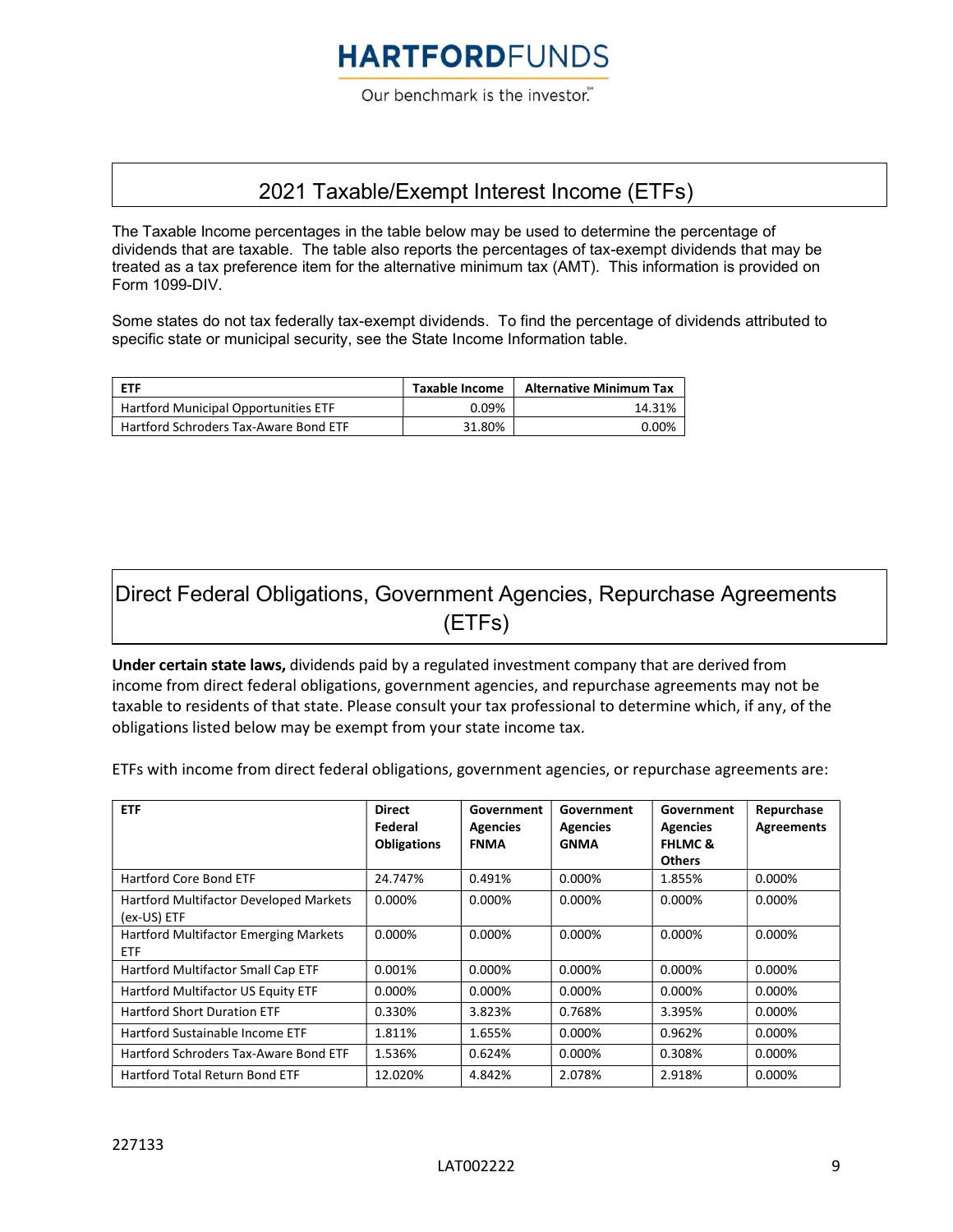# HARTFORDFUNDS

Our benchmark is the investor.℠

## 2021 Taxable/Exempt Interest Income (ETFs)

The Taxable Income percentages in the table below may be used to determine the percentage of dividends that are taxable. The table also reports the percentages of tax-exempt dividends that may be treated as a tax preference item for the alternative minimum tax (AMT). This information is provided on Form 1099-DIV.

Some states do not tax federally tax-exempt dividends. To find the percentage of dividends attributed to specific state or municipal security, see the State Income Information table.

| ETF | Taxable Income | Alternative Minimum Tax |
|---|---|---|
| Hartford Municipal Opportunities ETF | 0.09% | 14.31% |
| Hartford Schroders Tax-Aware Bond ETF | 31.80% | 0.00% |

## Direct Federal Obligations, Government Agencies, Repurchase Agreements (ETFs)

**Under certain state laws,** dividends paid by a regulated investment company that are derived from income from direct federal obligations, government agencies, and repurchase agreements may not be taxable to residents of that state. Please consult your tax professional to determine which, if any, of the obligations listed below may be exempt from your state income tax.

ETFs with income from direct federal obligations, government agencies, or repurchase agreements are:

| ETF | Direct Federal Obligations | Government Agencies FNMA | Government Agencies GNMA | Government Agencies FHLMC & Others | Repurchase Agreements |
|---|---|---|---|---|---|
| Hartford Core Bond ETF | 24.747% | 0.491% | 0.000% | 1.855% | 0.000% |
| Hartford Multifactor Developed Markets (ex-US) ETF | 0.000% | 0.000% | 0.000% | 0.000% | 0.000% |
| Hartford Multifactor Emerging Markets ETF | 0.000% | 0.000% | 0.000% | 0.000% | 0.000% |
| Hartford Multifactor Small Cap ETF | 0.001% | 0.000% | 0.000% | 0.000% | 0.000% |
| Hartford Multifactor US Equity ETF | 0.000% | 0.000% | 0.000% | 0.000% | 0.000% |
| Hartford Short Duration ETF | 0.330% | 3.823% | 0.768% | 3.395% | 0.000% |
| Hartford Sustainable Income ETF | 1.811% | 1.655% | 0.000% | 0.962% | 0.000% |
| Hartford Schroders Tax-Aware Bond ETF | 1.536% | 0.624% | 0.000% | 0.308% | 0.000% |
| Hartford Total Return Bond ETF | 12.020% | 4.842% | 2.078% | 2.918% | 0.000% |

227133

LAT002222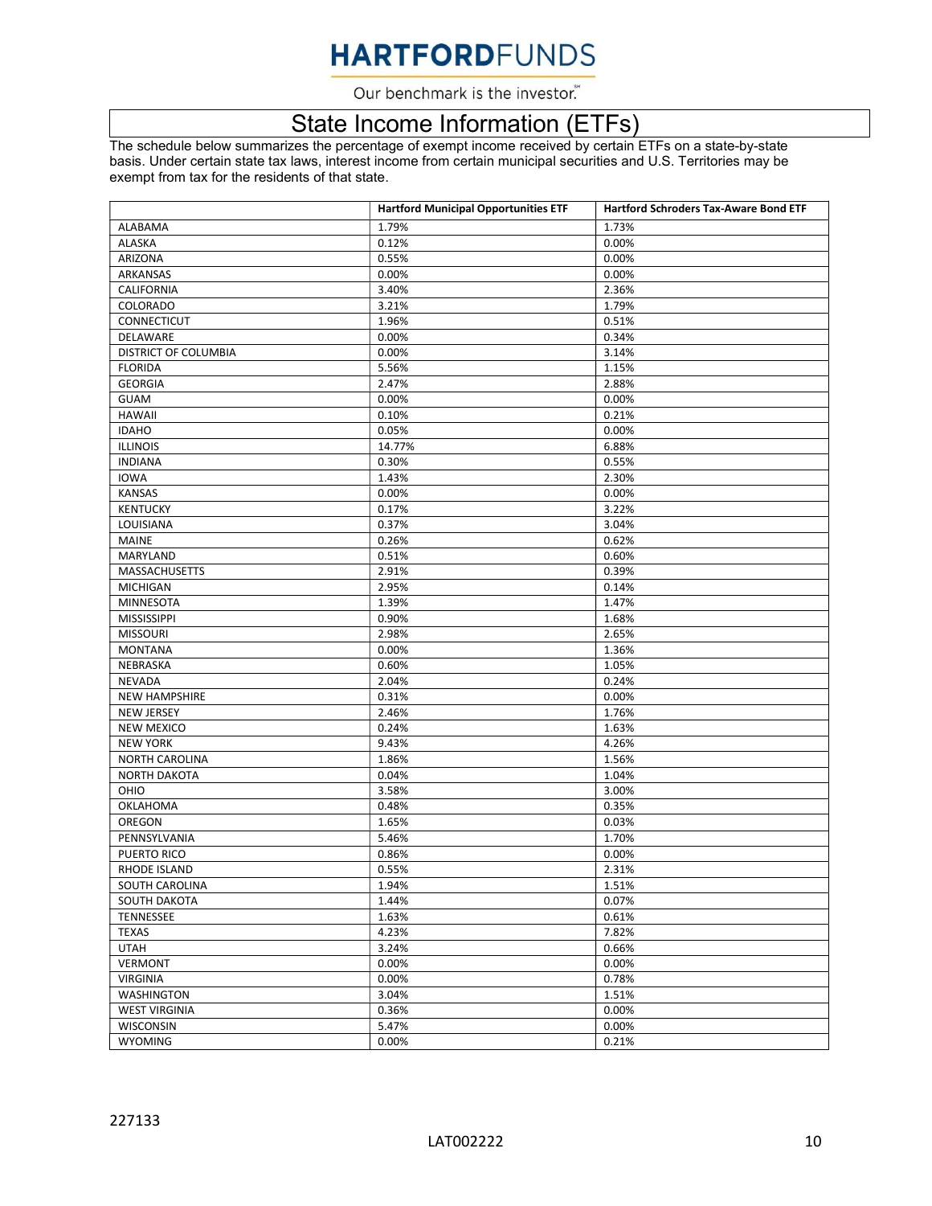HARTFORDFUNDS

Our benchmark is the investor.℠

# State Income Information (ETFs)

The schedule below summarizes the percentage of exempt income received by certain ETFs on a state-by-state basis. Under certain state tax laws, interest income from certain municipal securities and U.S. Territories may be exempt from tax for the residents of that state.

| | Hartford Municipal Opportunities ETF | Hartford Schroders Tax-Aware Bond ETF |
|---|---|---|
| ALABAMA | 1.79% | 1.73% |
| ALASKA | 0.12% | 0.00% |
| ARIZONA | 0.55% | 0.00% |
| ARKANSAS | 0.00% | 0.00% |
| CALIFORNIA | 3.40% | 2.36% |
| COLORADO | 3.21% | 1.79% |
| CONNECTICUT | 1.96% | 0.51% |
| DELAWARE | 0.00% | 0.34% |
| DISTRICT OF COLUMBIA | 0.00% | 3.14% |
| FLORIDA | 5.56% | 1.15% |
| GEORGIA | 2.47% | 2.88% |
| GUAM | 0.00% | 0.00% |
| HAWAII | 0.10% | 0.21% |
| IDAHO | 0.05% | 0.00% |
| ILLINOIS | 14.77% | 6.88% |
| INDIANA | 0.30% | 0.55% |
| IOWA | 1.43% | 2.30% |
| KANSAS | 0.00% | 0.00% |
| KENTUCKY | 0.17% | 3.22% |
| LOUISIANA | 0.37% | 3.04% |
| MAINE | 0.26% | 0.62% |
| MARYLAND | 0.51% | 0.60% |
| MASSACHUSETTS | 2.91% | 0.39% |
| MICHIGAN | 2.95% | 0.14% |
| MINNESOTA | 1.39% | 1.47% |
| MISSISSIPPI | 0.90% | 1.68% |
| MISSOURI | 2.98% | 2.65% |
| MONTANA | 0.00% | 1.36% |
| NEBRASKA | 0.60% | 1.05% |
| NEVADA | 2.04% | 0.24% |
| NEW HAMPSHIRE | 0.31% | 0.00% |
| NEW JERSEY | 2.46% | 1.76% |
| NEW MEXICO | 0.24% | 1.63% |
| NEW YORK | 9.43% | 4.26% |
| NORTH CAROLINA | 1.86% | 1.56% |
| NORTH DAKOTA | 0.04% | 1.04% |
| OHIO | 3.58% | 3.00% |
| OKLAHOMA | 0.48% | 0.35% |
| OREGON | 1.65% | 0.03% |
| PENNSYLVANIA | 5.46% | 1.70% |
| PUERTO RICO | 0.86% | 0.00% |
| RHODE ISLAND | 0.55% | 2.31% |
| SOUTH CAROLINA | 1.94% | 1.51% |
| SOUTH DAKOTA | 1.44% | 0.07% |
| TENNESSEE | 1.63% | 0.61% |
| TEXAS | 4.23% | 7.82% |
| UTAH | 3.24% | 0.66% |
| VERMONT | 0.00% | 0.00% |
| VIRGINIA | 0.00% | 0.78% |
| WASHINGTON | 3.04% | 1.51% |
| WEST VIRGINIA | 0.36% | 0.00% |
| WISCONSIN | 5.47% | 0.00% |
| WYOMING | 0.00% | 0.21% |

227133

LAT002222